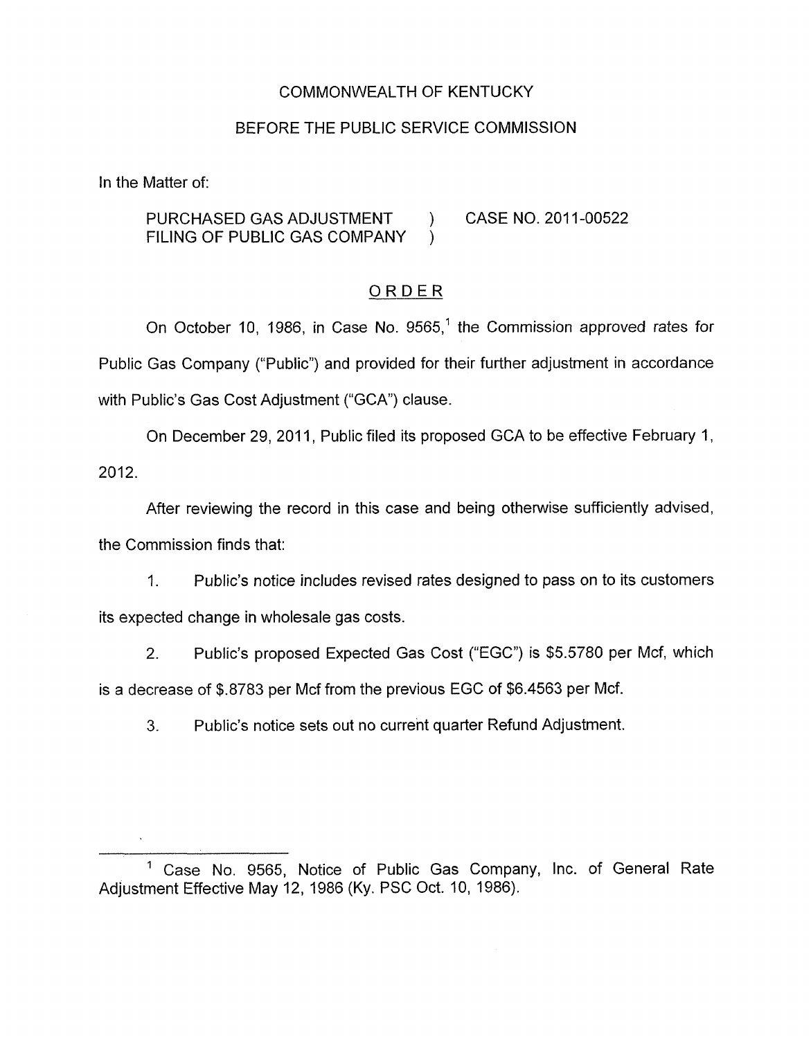COMMONWEALTH OF KENTUCKY

BEFORE THE PUBLIC SERVICE COMMISSION

In the Matter of:

PURCHASED GAS ADJUSTMENT FILING OF PUBLIC GAS COMPANY ) CASE NO. 2011-00522

## ORDER

On October 10, 1986, in Case No. 9565,[1] the Commission approved rates for Public Gas Company ("Public") and provided for their further adjustment in accordance with Public's Gas Cost Adjustment ("GCA") clause.

On December 29, 2011, Public filed its proposed GCA to be effective February 1, 2012.

After reviewing the record in this case and being otherwise sufficiently advised, the Commission finds that:

1. Public's notice includes revised rates designed to pass on to its customers its expected change in wholesale gas costs.

2. Public's proposed Expected Gas Cost ("EGC") is $5.5780 per Mcf, which is a decrease of $.8783 per Mcf from the previous EGC of $6.4563 per Mcf.

3. Public's notice sets out no current quarter Refund Adjustment.

[1] Case No. 9565, Notice of Public Gas Company, Inc. of General Rate Adjustment Effective May 12, 1986 (Ky. PSC Oct. 10, 1986).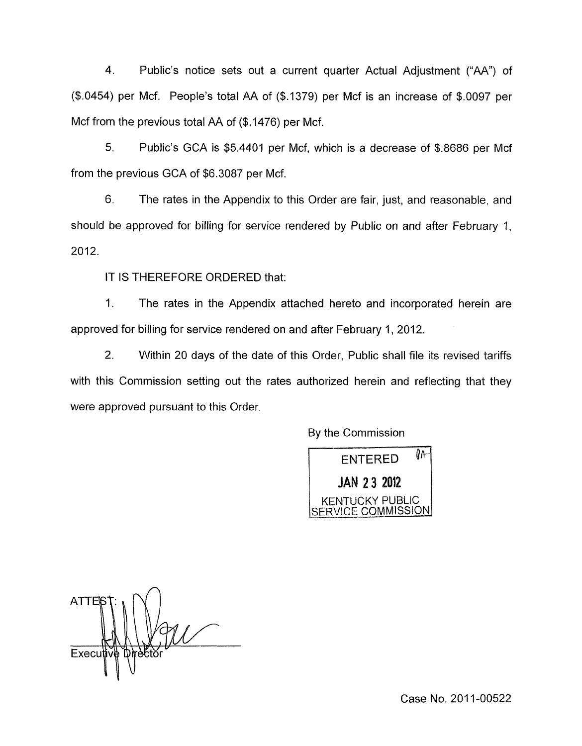4. Public's notice sets out a current quarter Actual Adjustment ("AA") of ($.0454) per Mcf. People's total AA of ($.1379) per Mcf is an increase of $.0097 per Mcf from the previous total AA of ($.1476) per Mcf.

5. Public's GCA is $5.4401 per Mcf, which is a decrease of $.8686 per Mcf from the previous GCA of $6.3087 per Mcf.

6. The rates in the Appendix to this Order are fair, just, and reasonable, and should be approved for billing for service rendered by Public on and after February 1, 2012.

IT IS THEREFORE ORDERED that:

1. The rates in the Appendix attached hereto and incorporated herein are approved for billing for service rendered on and after February 1, 2012.

2. Within 20 days of the date of this Order, Public shall file its revised tariffs with this Commission setting out the rates authorized herein and reflecting that they were approved pursuant to this Order.

By the Commission

ENTERED

JAN 23 2012

KENTUCKY PUBLIC SERVICE COMMISSION

ATTEST:

Executive Director

Case No. 2011-00522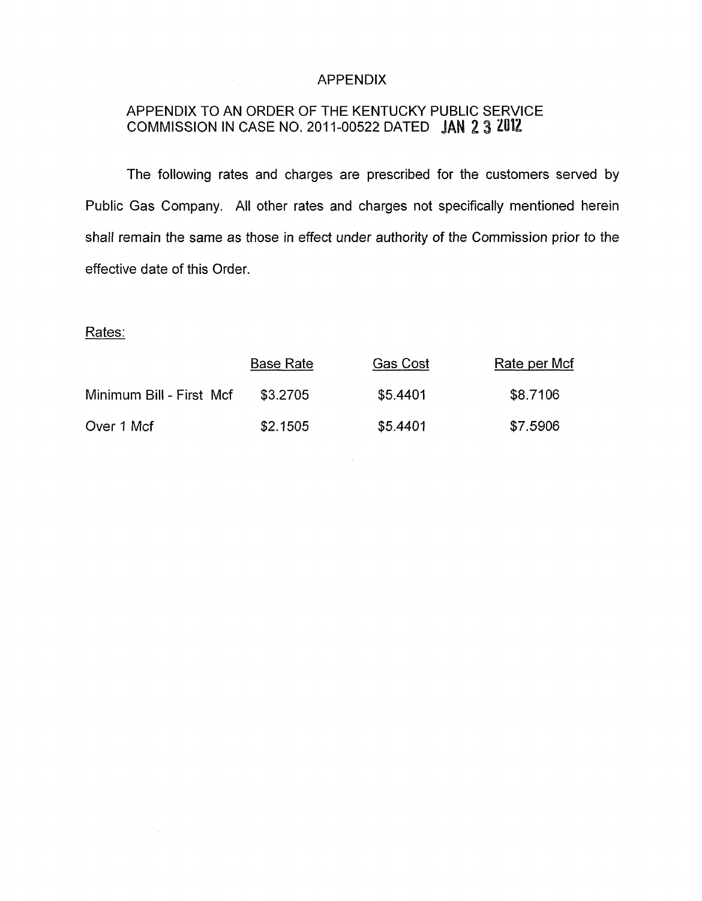# APPENDIX

## APPENDIX TO AN ORDER OF THE KENTUCKY PUBLIC SERVICE COMMISSION IN CASE NO. 2011-00522 DATED JAN 23 2012

The following rates and charges are prescribed for the customers served by Public Gas Company. All other rates and charges not specifically mentioned herein shall remain the same as those in effect under authority of the Commission prior to the effective date of this Order.

Rates:

| | Base Rate | Gas Cost | Rate per Mcf |
|---|---|---|---|
| Minimum Bill - First Mcf | $3.2705 | $5.4401 | $8.7106 |
| Over 1 Mcf | $2.1505 | $5.4401 | $7.5906 |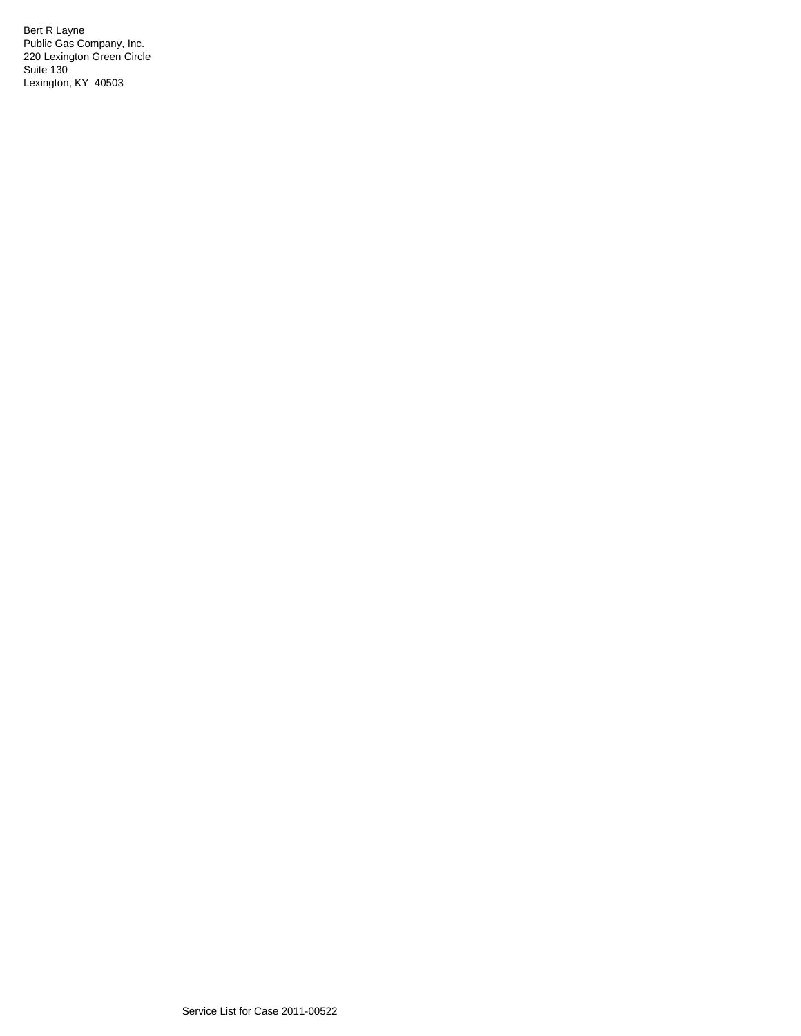Bert R Layne
Public Gas Company, Inc.
220 Lexington Green Circle
Suite 130
Lexington, KY  40503